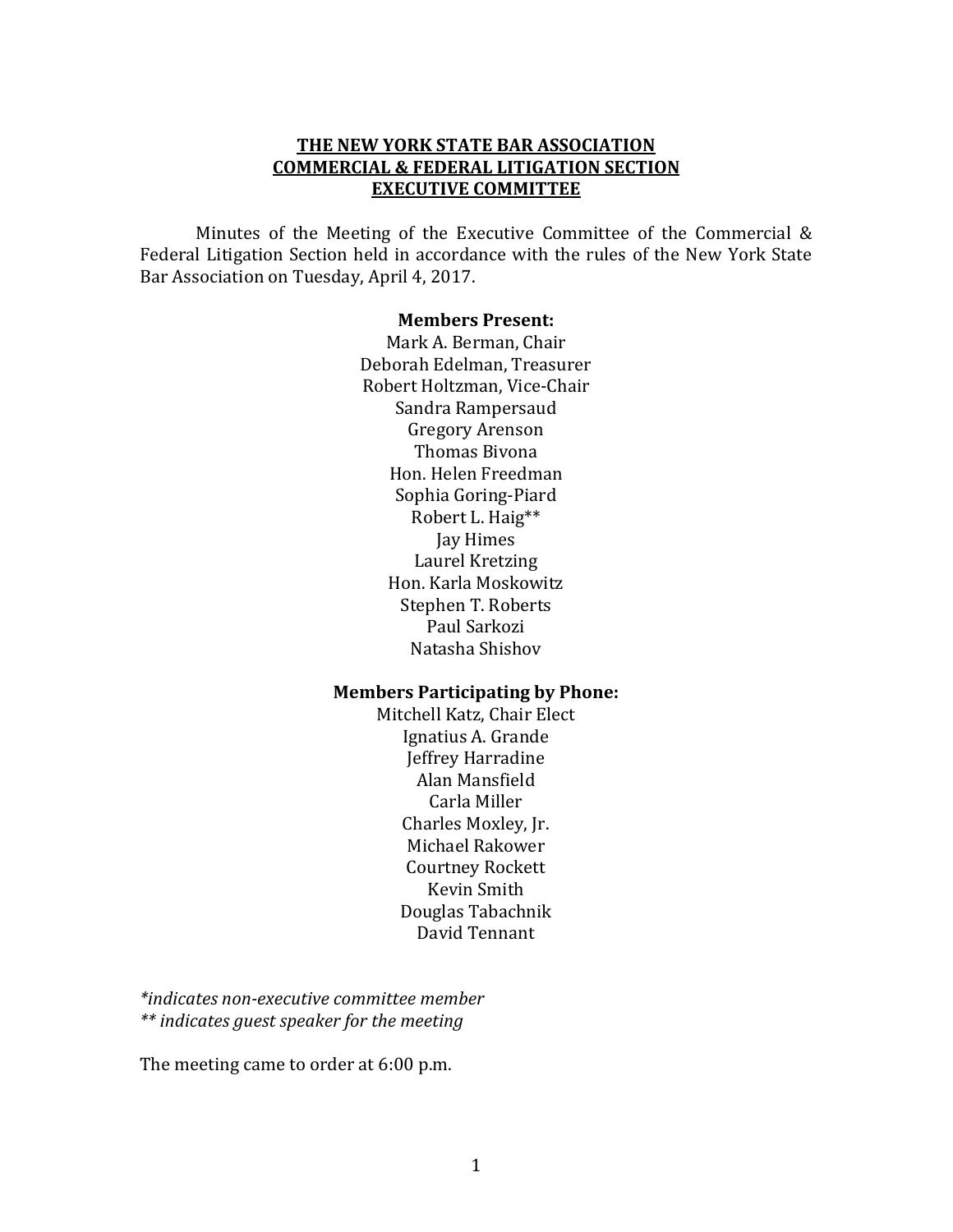**THE NEW YORK STATE BAR ASSOCIATION**
**COMMERCIAL & FEDERAL LITIGATION SECTION**
**EXECUTIVE COMMITTEE**

Minutes of the Meeting of the Executive Committee of the Commercial & Federal Litigation Section held in accordance with the rules of the New York State Bar Association on Tuesday, April 4, 2017.

**Members Present:**

Mark A. Berman, Chair
Deborah Edelman, Treasurer
Robert Holtzman, Vice-Chair
Sandra Rampersaud
Gregory Arenson
Thomas Bivona
Hon. Helen Freedman
Sophia Goring-Piard
Robert L. Haig**
Jay Himes
Laurel Kretzing
Hon. Karla Moskowitz
Stephen T. Roberts
Paul Sarkozi
Natasha Shishov

**Members Participating by Phone:**

Mitchell Katz, Chair Elect
Ignatius A. Grande
Jeffrey Harradine
Alan Mansfield
Carla Miller
Charles Moxley, Jr.
Michael Rakower
Courtney Rockett
Kevin Smith
Douglas Tabachnik
David Tennant

*\*indicates non-executive committee member*
*\*\* indicates guest speaker for the meeting*

The meeting came to order at 6:00 p.m.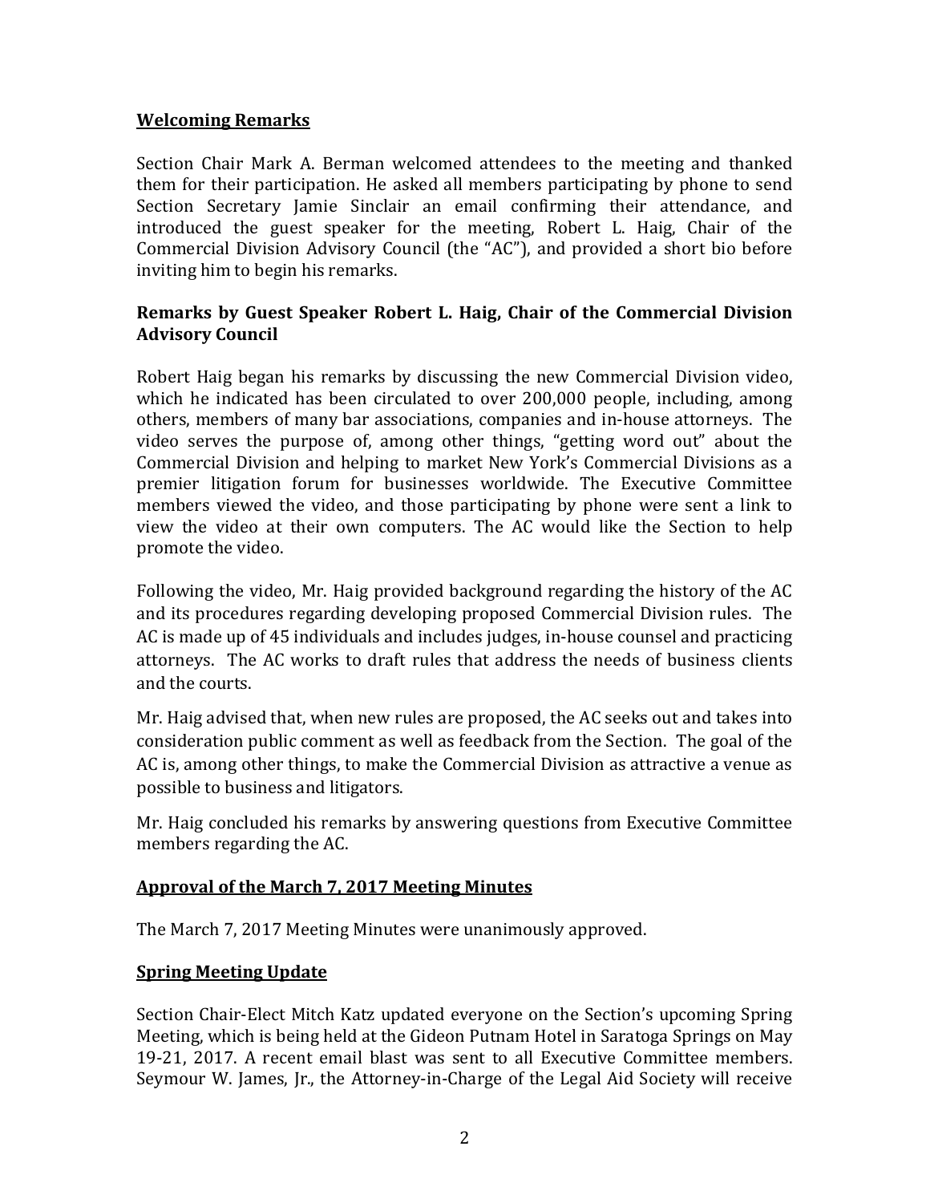## Welcoming Remarks

Section Chair Mark A. Berman welcomed attendees to the meeting and thanked them for their participation. He asked all members participating by phone to send Section Secretary Jamie Sinclair an email confirming their attendance, and introduced the guest speaker for the meeting, Robert L. Haig, Chair of the Commercial Division Advisory Council (the "AC"), and provided a short bio before inviting him to begin his remarks.

## Remarks by Guest Speaker Robert L. Haig, Chair of the Commercial Division Advisory Council

Robert Haig began his remarks by discussing the new Commercial Division video, which he indicated has been circulated to over 200,000 people, including, among others, members of many bar associations, companies and in-house attorneys. The video serves the purpose of, among other things, "getting word out" about the Commercial Division and helping to market New York's Commercial Divisions as a premier litigation forum for businesses worldwide. The Executive Committee members viewed the video, and those participating by phone were sent a link to view the video at their own computers. The AC would like the Section to help promote the video.

Following the video, Mr. Haig provided background regarding the history of the AC and its procedures regarding developing proposed Commercial Division rules. The AC is made up of 45 individuals and includes judges, in-house counsel and practicing attorneys. The AC works to draft rules that address the needs of business clients and the courts.

Mr. Haig advised that, when new rules are proposed, the AC seeks out and takes into consideration public comment as well as feedback from the Section. The goal of the AC is, among other things, to make the Commercial Division as attractive a venue as possible to business and litigators.

Mr. Haig concluded his remarks by answering questions from Executive Committee members regarding the AC.

## Approval of the March 7, 2017 Meeting Minutes

The March 7, 2017 Meeting Minutes were unanimously approved.

## Spring Meeting Update

Section Chair-Elect Mitch Katz updated everyone on the Section's upcoming Spring Meeting, which is being held at the Gideon Putnam Hotel in Saratoga Springs on May 19-21, 2017. A recent email blast was sent to all Executive Committee members. Seymour W. James, Jr., the Attorney-in-Charge of the Legal Aid Society will receive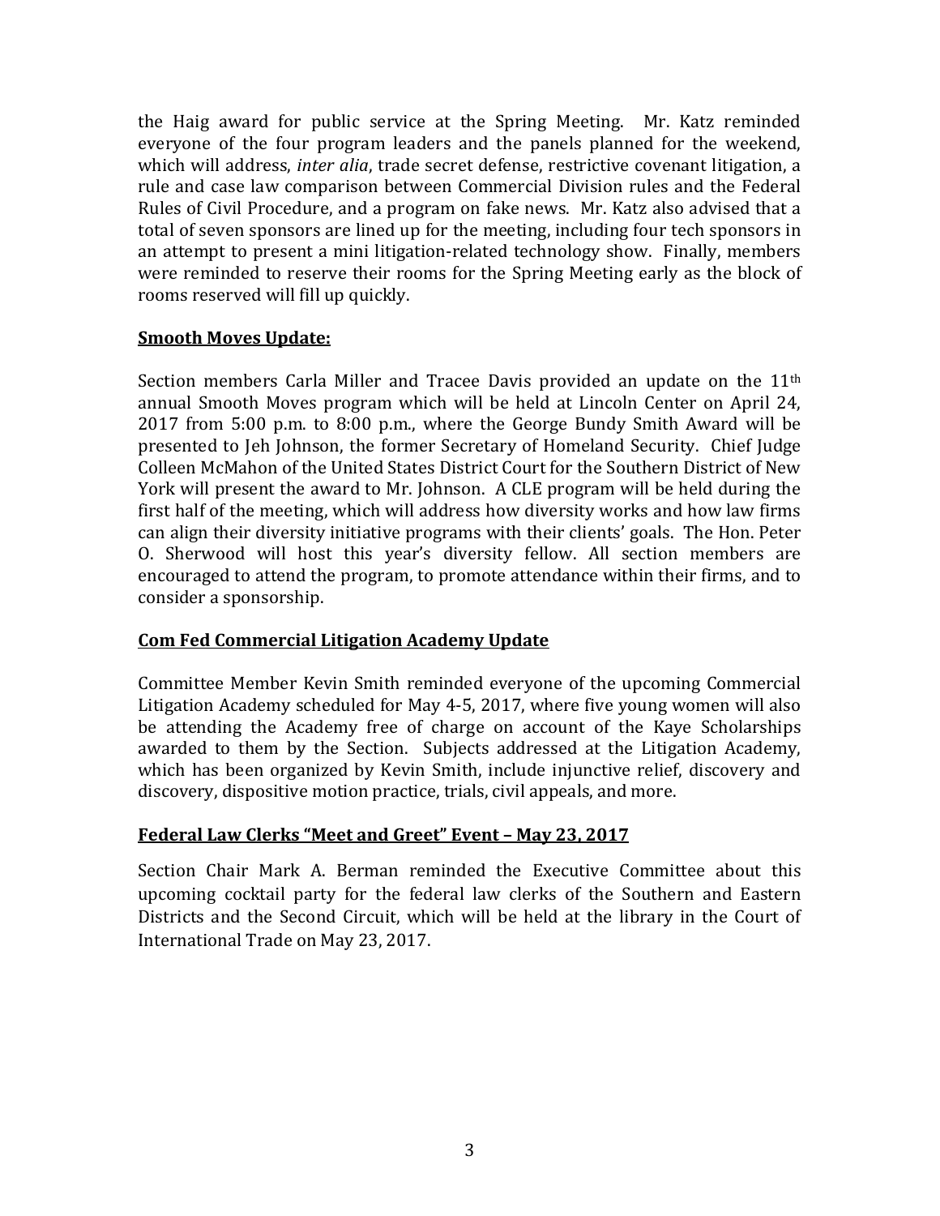the Haig award for public service at the Spring Meeting. Mr. Katz reminded everyone of the four program leaders and the panels planned for the weekend, which will address, *inter alia*, trade secret defense, restrictive covenant litigation, a rule and case law comparison between Commercial Division rules and the Federal Rules of Civil Procedure, and a program on fake news. Mr. Katz also advised that a total of seven sponsors are lined up for the meeting, including four tech sponsors in an attempt to present a mini litigation-related technology show. Finally, members were reminded to reserve their rooms for the Spring Meeting early as the block of rooms reserved will fill up quickly.

**Smooth Moves Update:**

Section members Carla Miller and Tracee Davis provided an update on the 11th annual Smooth Moves program which will be held at Lincoln Center on April 24, 2017 from 5:00 p.m. to 8:00 p.m., where the George Bundy Smith Award will be presented to Jeh Johnson, the former Secretary of Homeland Security. Chief Judge Colleen McMahon of the United States District Court for the Southern District of New York will present the award to Mr. Johnson. A CLE program will be held during the first half of the meeting, which will address how diversity works and how law firms can align their diversity initiative programs with their clients' goals. The Hon. Peter O. Sherwood will host this year's diversity fellow. All section members are encouraged to attend the program, to promote attendance within their firms, and to consider a sponsorship.

**Com Fed Commercial Litigation Academy Update**

Committee Member Kevin Smith reminded everyone of the upcoming Commercial Litigation Academy scheduled for May 4-5, 2017, where five young women will also be attending the Academy free of charge on account of the Kaye Scholarships awarded to them by the Section. Subjects addressed at the Litigation Academy, which has been organized by Kevin Smith, include injunctive relief, discovery and discovery, dispositive motion practice, trials, civil appeals, and more.

**Federal Law Clerks "Meet and Greet" Event – May 23, 2017**

Section Chair Mark A. Berman reminded the Executive Committee about this upcoming cocktail party for the federal law clerks of the Southern and Eastern Districts and the Second Circuit, which will be held at the library in the Court of International Trade on May 23, 2017.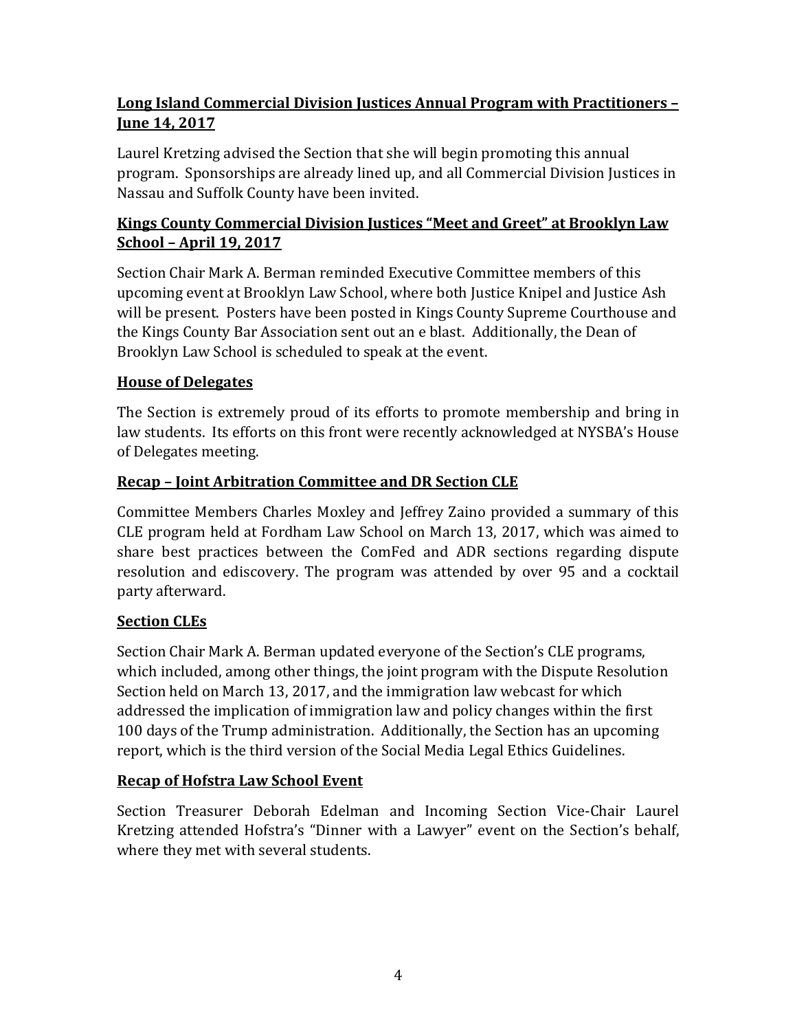**Long Island Commercial Division Justices Annual Program with Practitioners – June 14, 2017**

Laurel Kretzing advised the Section that she will begin promoting this annual program. Sponsorships are already lined up, and all Commercial Division Justices in Nassau and Suffolk County have been invited.

**Kings County Commercial Division Justices "Meet and Greet" at Brooklyn Law School – April 19, 2017**

Section Chair Mark A. Berman reminded Executive Committee members of this upcoming event at Brooklyn Law School, where both Justice Knipel and Justice Ash will be present. Posters have been posted in Kings County Supreme Courthouse and the Kings County Bar Association sent out an e blast. Additionally, the Dean of Brooklyn Law School is scheduled to speak at the event.

**House of Delegates**

The Section is extremely proud of its efforts to promote membership and bring in law students. Its efforts on this front were recently acknowledged at NYSBA's House of Delegates meeting.

**Recap – Joint Arbitration Committee and DR Section CLE**

Committee Members Charles Moxley and Jeffrey Zaino provided a summary of this CLE program held at Fordham Law School on March 13, 2017, which was aimed to share best practices between the ComFed and ADR sections regarding dispute resolution and ediscovery. The program was attended by over 95 and a cocktail party afterward.

**Section CLEs**

Section Chair Mark A. Berman updated everyone of the Section's CLE programs, which included, among other things, the joint program with the Dispute Resolution Section held on March 13, 2017, and the immigration law webcast for which addressed the implication of immigration law and policy changes within the first 100 days of the Trump administration. Additionally, the Section has an upcoming report, which is the third version of the Social Media Legal Ethics Guidelines.

**Recap of Hofstra Law School Event**

Section Treasurer Deborah Edelman and Incoming Section Vice-Chair Laurel Kretzing attended Hofstra's "Dinner with a Lawyer" event on the Section's behalf, where they met with several students.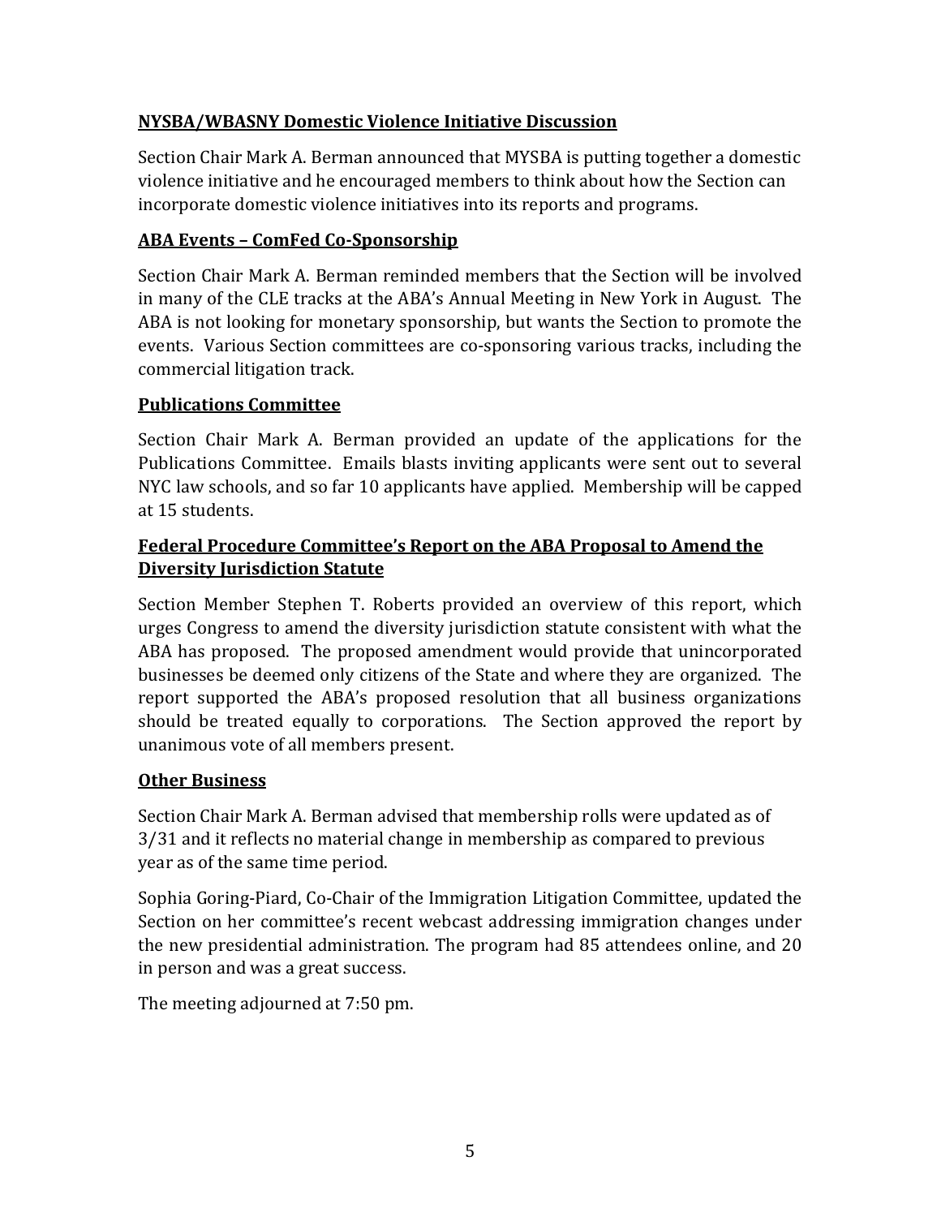**NYSBA/WBASNY Domestic Violence Initiative Discussion**

Section Chair Mark A. Berman announced that MYSBA is putting together a domestic violence initiative and he encouraged members to think about how the Section can incorporate domestic violence initiatives into its reports and programs.

**ABA Events – ComFed Co-Sponsorship**

Section Chair Mark A. Berman reminded members that the Section will be involved in many of the CLE tracks at the ABA's Annual Meeting in New York in August. The ABA is not looking for monetary sponsorship, but wants the Section to promote the events. Various Section committees are co-sponsoring various tracks, including the commercial litigation track.

**Publications Committee**

Section Chair Mark A. Berman provided an update of the applications for the Publications Committee. Emails blasts inviting applicants were sent out to several NYC law schools, and so far 10 applicants have applied. Membership will be capped at 15 students.

**Federal Procedure Committee's Report on the ABA Proposal to Amend the Diversity Jurisdiction Statute**

Section Member Stephen T. Roberts provided an overview of this report, which urges Congress to amend the diversity jurisdiction statute consistent with what the ABA has proposed. The proposed amendment would provide that unincorporated businesses be deemed only citizens of the State and where they are organized. The report supported the ABA's proposed resolution that all business organizations should be treated equally to corporations. The Section approved the report by unanimous vote of all members present.

**Other Business**

Section Chair Mark A. Berman advised that membership rolls were updated as of 3/31 and it reflects no material change in membership as compared to previous year as of the same time period.

Sophia Goring-Piard, Co-Chair of the Immigration Litigation Committee, updated the Section on her committee's recent webcast addressing immigration changes under the new presidential administration. The program had 85 attendees online, and 20 in person and was a great success.

The meeting adjourned at 7:50 pm.